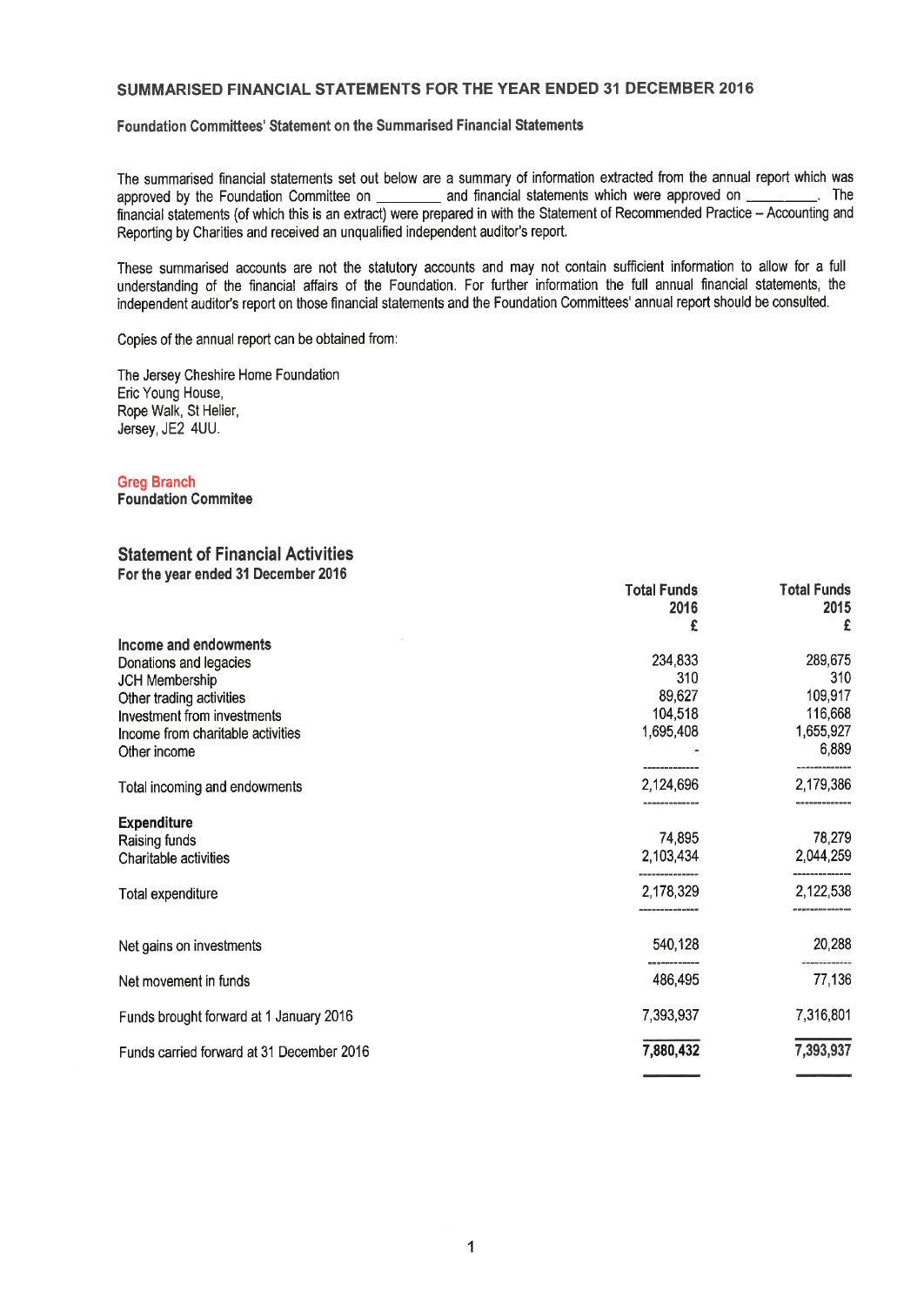## SUMMARISED FINANCIAL STATEMENTS FOR THE YEAR ENDED 31 DECEMBER 2016

### Foundation Committees' Statement on the Summarised Financial Statements

The summarised financial statements set out below are a summary of information extracted from the annual report which was approved by the Foundation Committee on _________ and financial statements which were approved on _________. The financial statements (of which this is an extract) were prepared in with the Statement of Recommended Practice – Accounting and Reporting by Charities and received an unqualified independent auditor's report.

These summarised accounts are not the statutory accounts and may not contain sufficient information to allow for a full understanding of the financial affairs of the Foundation. For further information the full annual financial statements, the independent auditor's report on those financial statements and the Foundation Committees' annual report should be consulted.

Copies of the annual report can be obtained from:

The Jersey Cheshire Home Foundation
Eric Young House,
Rope Walk, St Helier,
Jersey, JE2 4UU.

**Greg Branch**
**Foundation Commitee**

### Statement of Financial Activities

**For the year ended 31 December 2016**

| | Total Funds 2016 £ | Total Funds 2015 £ |
|---|---|---|
| **Income and endowments** | | |
| Donations and legacies | 234,833 | 289,675 |
| JCH Membership | 310 | 310 |
| Other trading activities | 89,627 | 109,917 |
| Investment from investments | 104,518 | 116,668 |
| Income from charitable activities | 1,695,408 | 1,655,927 |
| Other income | - | 6,889 |
| Total incoming and endowments | 2,124,696 | 2,179,386 |
| **Expenditure** | | |
| Raising funds | 74,895 | 78,279 |
| Charitable activities | 2,103,434 | 2,044,259 |
| Total expenditure | 2,178,329 | 2,122,538 |
| Net gains on investments | 540,128 | 20,288 |
| Net movement in funds | 486,495 | 77,136 |
| Funds brought forward at 1 January 2016 | 7,393,937 | 7,316,801 |
| Funds carried forward at 31 December 2016 | **7,880,432** | **7,393,937** |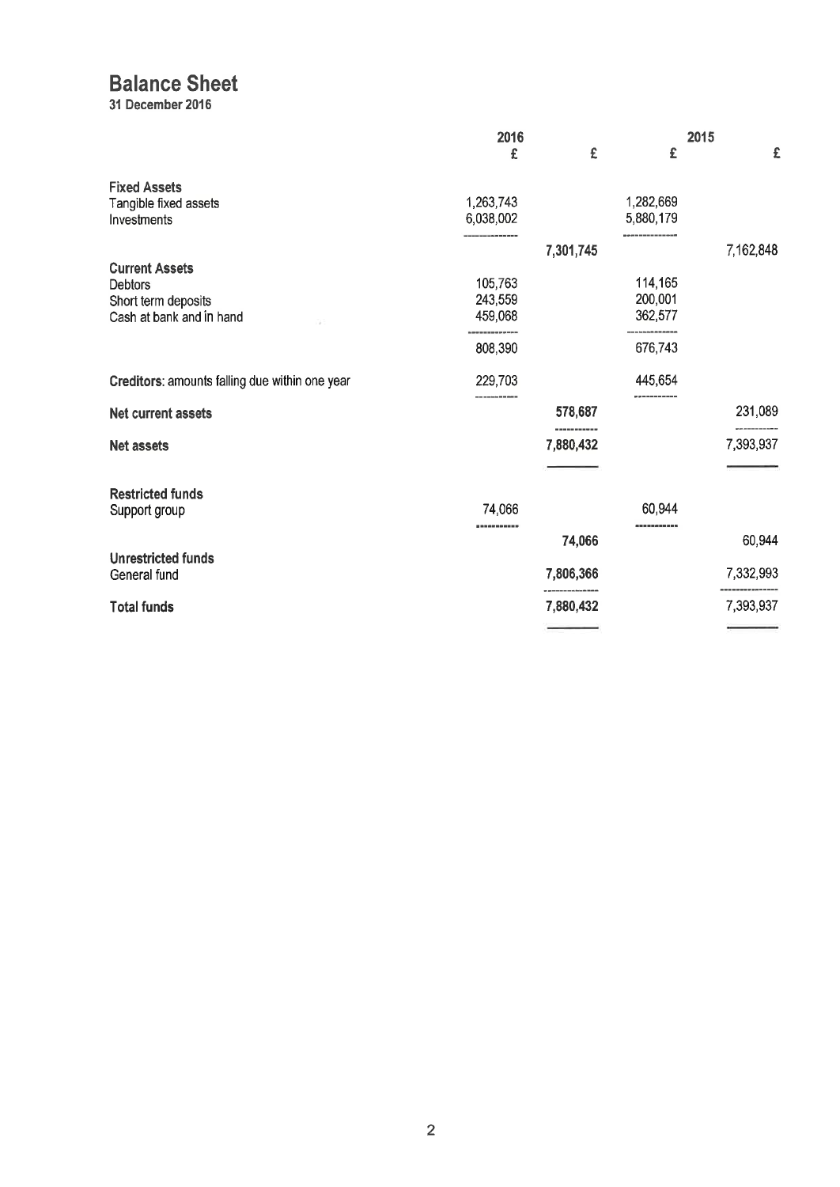# Balance Sheet

31 December 2016

| | 2016 | | 2015 | |
|---|---|---|---|---|
| | £ | £ | £ | £ |
| **Fixed Assets** | | | | |
| Tangible fixed assets | 1,263,743 | | 1,282,669 | |
| Investments | 6,038,002 | | 5,880,179 | |
| | | 7,301,745 | | 7,162,848 |
| **Current Assets** | | | | |
| Debtors | 105,763 | | 114,165 | |
| Short term deposits | 243,559 | | 200,001 | |
| Cash at bank and in hand | 459,068 | | 362,577 | |
| | 808,390 | | 676,743 | |
| **Creditors**: amounts falling due within one year | 229,703 | | 445,654 | |
| **Net current assets** | | 578,687 | | 231,089 |
| **Net assets** | | 7,880,432 | | 7,393,937 |
| **Restricted funds** | | | | |
| Support group | 74,066 | | 60,944 | |
| | | 74,066 | | 60,944 |
| **Unrestricted funds** | | | | |
| General fund | | 7,806,366 | | 7,332,993 |
| **Total funds** | | 7,880,432 | | 7,393,937 |